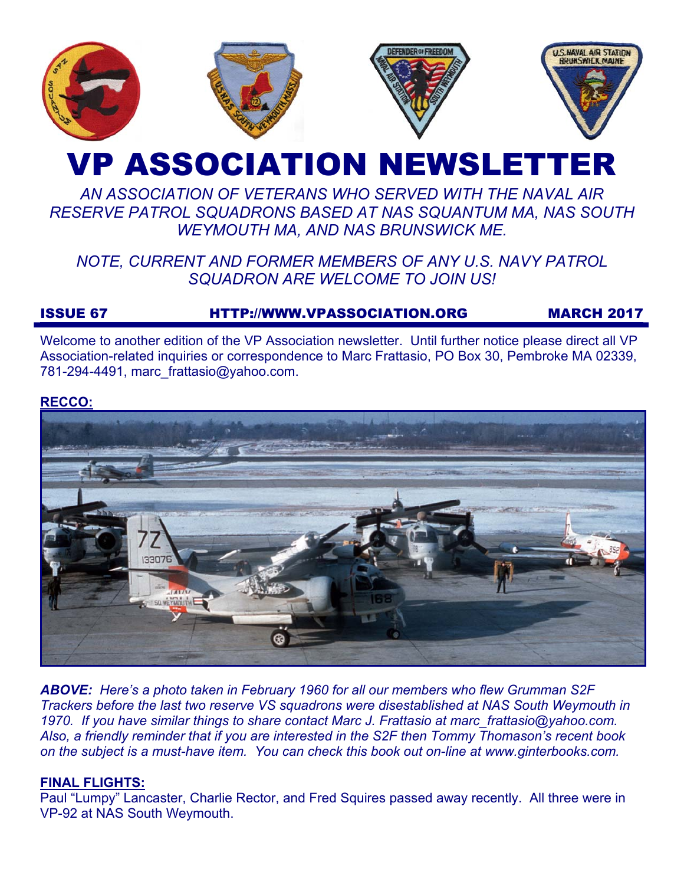# VP ASSOCIATION NEWSLETTER

*AN ASSOCIATION OF VETERANS WHO SERVED WITH THE NAVAL AIR RESERVE PATROL SQUADRONS BASED AT NAS SQUANTUM MA, NAS SOUTH WEYMOUTH MA, AND NAS BRUNSWICK ME.*

*NOTE, CURRENT AND FORMER MEMBERS OF ANY U.S. NAVY PATROL SQUADRON ARE WELCOME TO JOIN US!*

**ISSUE 67** **HTTP://WWW.VPASSOCIATION.ORG** **MARCH 2017**

Welcome to another edition of the VP Association newsletter. Until further notice please direct all VP Association-related inquiries or correspondence to Marc Frattasio, PO Box 30, Pembroke MA 02339, 781-294-4491, marc_frattasio@yahoo.com.

## RECCO:

***ABOVE:*** *Here's a photo taken in February 1960 for all our members who flew Grumman S2F Trackers before the last two reserve VS squadrons were disestablished at NAS South Weymouth in 1970. If you have similar things to share contact Marc J. Frattasio at marc_frattasio@yahoo.com. Also, a friendly reminder that if you are interested in the S2F then Tommy Thomason's recent book on the subject is a must-have item. You can check this book out on-line at www.ginterbooks.com.*

## FINAL FLIGHTS:

Paul "Lumpy" Lancaster, Charlie Rector, and Fred Squires passed away recently. All three were in VP-92 at NAS South Weymouth.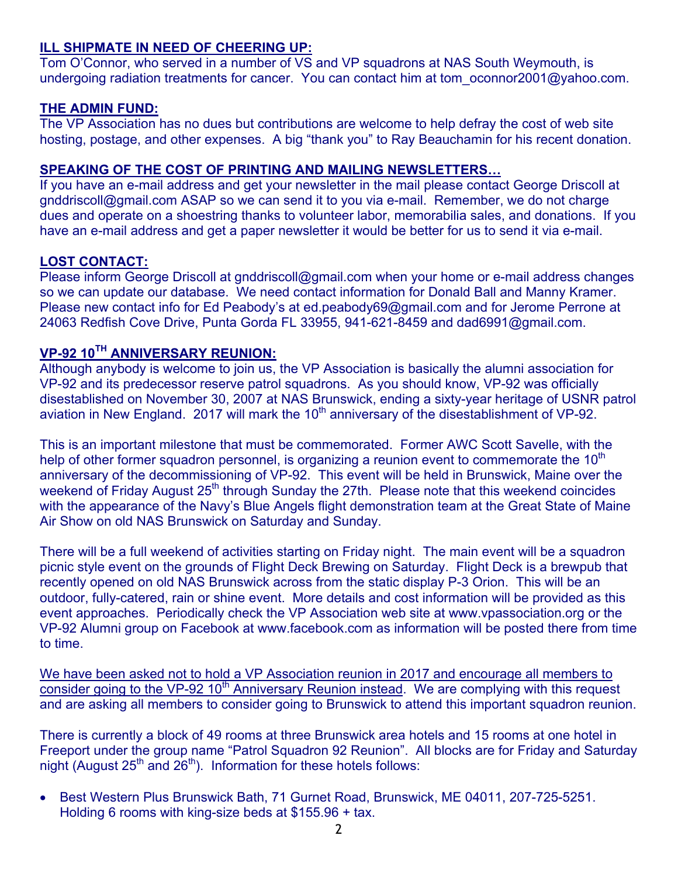## ILL SHIPMATE IN NEED OF CHEERING UP:

Tom O'Connor, who served in a number of VS and VP squadrons at NAS South Weymouth, is undergoing radiation treatments for cancer. You can contact him at tom_oconnor2001@yahoo.com.

## THE ADMIN FUND:

The VP Association has no dues but contributions are welcome to help defray the cost of web site hosting, postage, and other expenses. A big "thank you" to Ray Beauchamin for his recent donation.

## SPEAKING OF THE COST OF PRINTING AND MAILING NEWSLETTERS…

If you have an e-mail address and get your newsletter in the mail please contact George Driscoll at gnddriscoll@gmail.com ASAP so we can send it to you via e-mail. Remember, we do not charge dues and operate on a shoestring thanks to volunteer labor, memorabilia sales, and donations. If you have an e-mail address and get a paper newsletter it would be better for us to send it via e-mail.

## LOST CONTACT:

Please inform George Driscoll at gnddriscoll@gmail.com when your home or e-mail address changes so we can update our database. We need contact information for Donald Ball and Manny Kramer. Please new contact info for Ed Peabody's at ed.peabody69@gmail.com and for Jerome Perrone at 24063 Redfish Cove Drive, Punta Gorda FL 33955, 941-621-8459 and dad6991@gmail.com.

## VP-92 10TH ANNIVERSARY REUNION:

Although anybody is welcome to join us, the VP Association is basically the alumni association for VP-92 and its predecessor reserve patrol squadrons. As you should know, VP-92 was officially disestablished on November 30, 2007 at NAS Brunswick, ending a sixty-year heritage of USNR patrol aviation in New England. 2017 will mark the 10th anniversary of the disestablishment of VP-92.

This is an important milestone that must be commemorated. Former AWC Scott Savelle, with the help of other former squadron personnel, is organizing a reunion event to commemorate the 10th anniversary of the decommissioning of VP-92. This event will be held in Brunswick, Maine over the weekend of Friday August 25th through Sunday the 27th. Please note that this weekend coincides with the appearance of the Navy's Blue Angels flight demonstration team at the Great State of Maine Air Show on old NAS Brunswick on Saturday and Sunday.

There will be a full weekend of activities starting on Friday night. The main event will be a squadron picnic style event on the grounds of Flight Deck Brewing on Saturday. Flight Deck is a brewpub that recently opened on old NAS Brunswick across from the static display P-3 Orion. This will be an outdoor, fully-catered, rain or shine event. More details and cost information will be provided as this event approaches. Periodically check the VP Association web site at www.vpassociation.org or the VP-92 Alumni group on Facebook at www.facebook.com as information will be posted there from time to time.

We have been asked not to hold a VP Association reunion in 2017 and encourage all members to consider going to the VP-92 10th Anniversary Reunion instead. We are complying with this request and are asking all members to consider going to Brunswick to attend this important squadron reunion.

There is currently a block of 49 rooms at three Brunswick area hotels and 15 rooms at one hotel in Freeport under the group name "Patrol Squadron 92 Reunion". All blocks are for Friday and Saturday night (August 25th and 26th). Information for these hotels follows:

- Best Western Plus Brunswick Bath, 71 Gurnet Road, Brunswick, ME 04011, 207-725-5251. Holding 6 rooms with king-size beds at $155.96 + tax.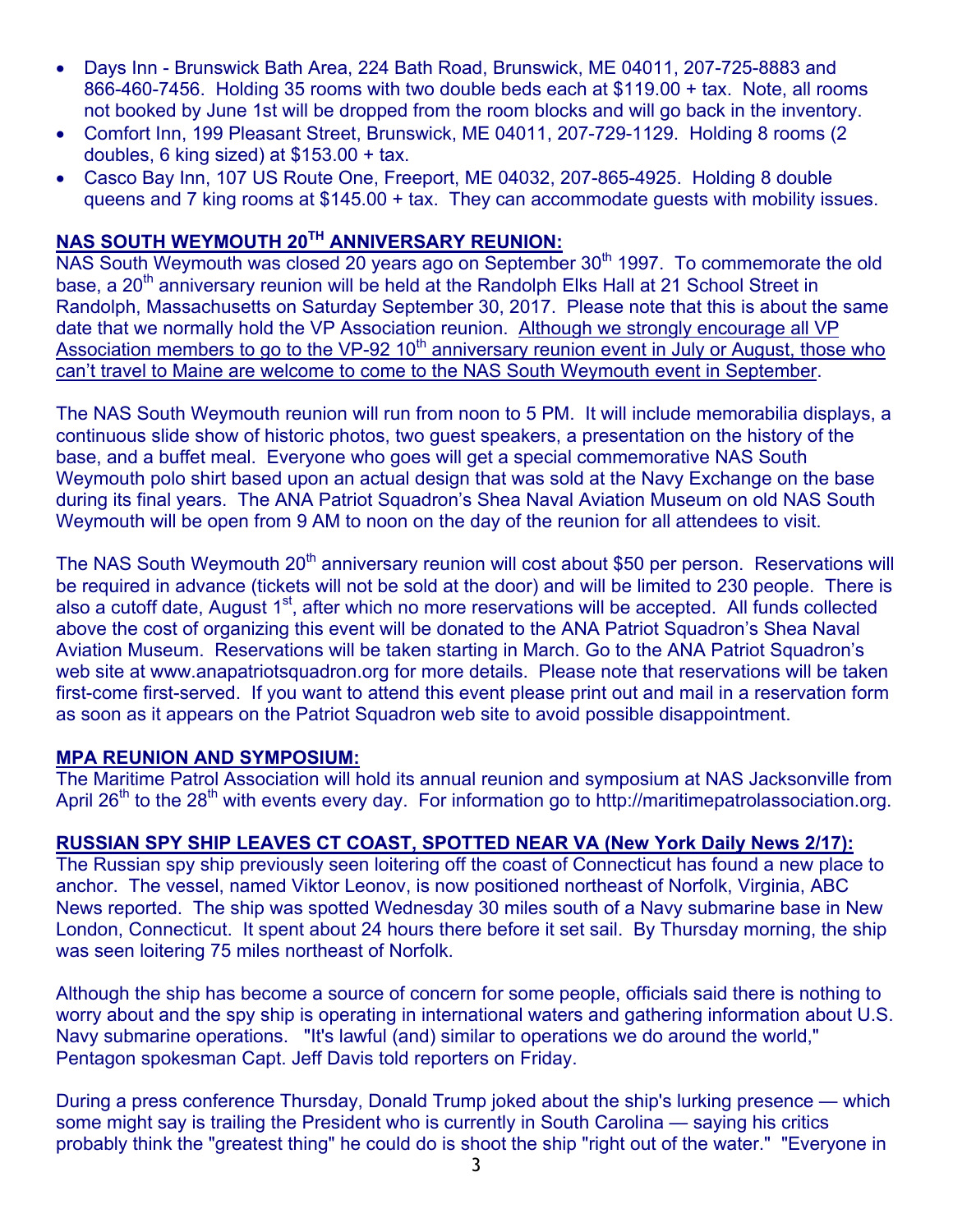- Days Inn - Brunswick Bath Area, 224 Bath Road, Brunswick, ME 04011, 207-725-8883 and 866-460-7456. Holding 35 rooms with two double beds each at $119.00 + tax. Note, all rooms not booked by June 1st will be dropped from the room blocks and will go back in the inventory.
- Comfort Inn, 199 Pleasant Street, Brunswick, ME 04011, 207-729-1129. Holding 8 rooms (2 doubles, 6 king sized) at $153.00 + tax.
- Casco Bay Inn, 107 US Route One, Freeport, ME 04032, 207-865-4925. Holding 8 double queens and 7 king rooms at $145.00 + tax. They can accommodate guests with mobility issues.

**NAS SOUTH WEYMOUTH 20TH ANNIVERSARY REUNION:**

NAS South Weymouth was closed 20 years ago on September 30th 1997. To commemorate the old base, a 20th anniversary reunion will be held at the Randolph Elks Hall at 21 School Street in Randolph, Massachusetts on Saturday September 30, 2017. Please note that this is about the same date that we normally hold the VP Association reunion. Although we strongly encourage all VP Association members to go to the VP-92 10th anniversary reunion event in July or August, those who can't travel to Maine are welcome to come to the NAS South Weymouth event in September.

The NAS South Weymouth reunion will run from noon to 5 PM. It will include memorabilia displays, a continuous slide show of historic photos, two guest speakers, a presentation on the history of the base, and a buffet meal. Everyone who goes will get a special commemorative NAS South Weymouth polo shirt based upon an actual design that was sold at the Navy Exchange on the base during its final years. The ANA Patriot Squadron's Shea Naval Aviation Museum on old NAS South Weymouth will be open from 9 AM to noon on the day of the reunion for all attendees to visit.

The NAS South Weymouth 20th anniversary reunion will cost about $50 per person. Reservations will be required in advance (tickets will not be sold at the door) and will be limited to 230 people. There is also a cutoff date, August 1st, after which no more reservations will be accepted. All funds collected above the cost of organizing this event will be donated to the ANA Patriot Squadron's Shea Naval Aviation Museum. Reservations will be taken starting in March. Go to the ANA Patriot Squadron's web site at www.anapatriotsquadron.org for more details. Please note that reservations will be taken first-come first-served. If you want to attend this event please print out and mail in a reservation form as soon as it appears on the Patriot Squadron web site to avoid possible disappointment.

**MPA REUNION AND SYMPOSIUM:**

The Maritime Patrol Association will hold its annual reunion and symposium at NAS Jacksonville from April 26th to the 28th with events every day. For information go to http://maritimepatrolassociation.org.

**RUSSIAN SPY SHIP LEAVES CT COAST, SPOTTED NEAR VA (New York Daily News 2/17):**

The Russian spy ship previously seen loitering off the coast of Connecticut has found a new place to anchor. The vessel, named Viktor Leonov, is now positioned northeast of Norfolk, Virginia, ABC News reported. The ship was spotted Wednesday 30 miles south of a Navy submarine base in New London, Connecticut. It spent about 24 hours there before it set sail. By Thursday morning, the ship was seen loitering 75 miles northeast of Norfolk.

Although the ship has become a source of concern for some people, officials said there is nothing to worry about and the spy ship is operating in international waters and gathering information about U.S. Navy submarine operations. "It's lawful (and) similar to operations we do around the world," Pentagon spokesman Capt. Jeff Davis told reporters on Friday.

During a press conference Thursday, Donald Trump joked about the ship's lurking presence — which some might say is trailing the President who is currently in South Carolina — saying his critics probably think the "greatest thing" he could do is shoot the ship "right out of the water." "Everyone in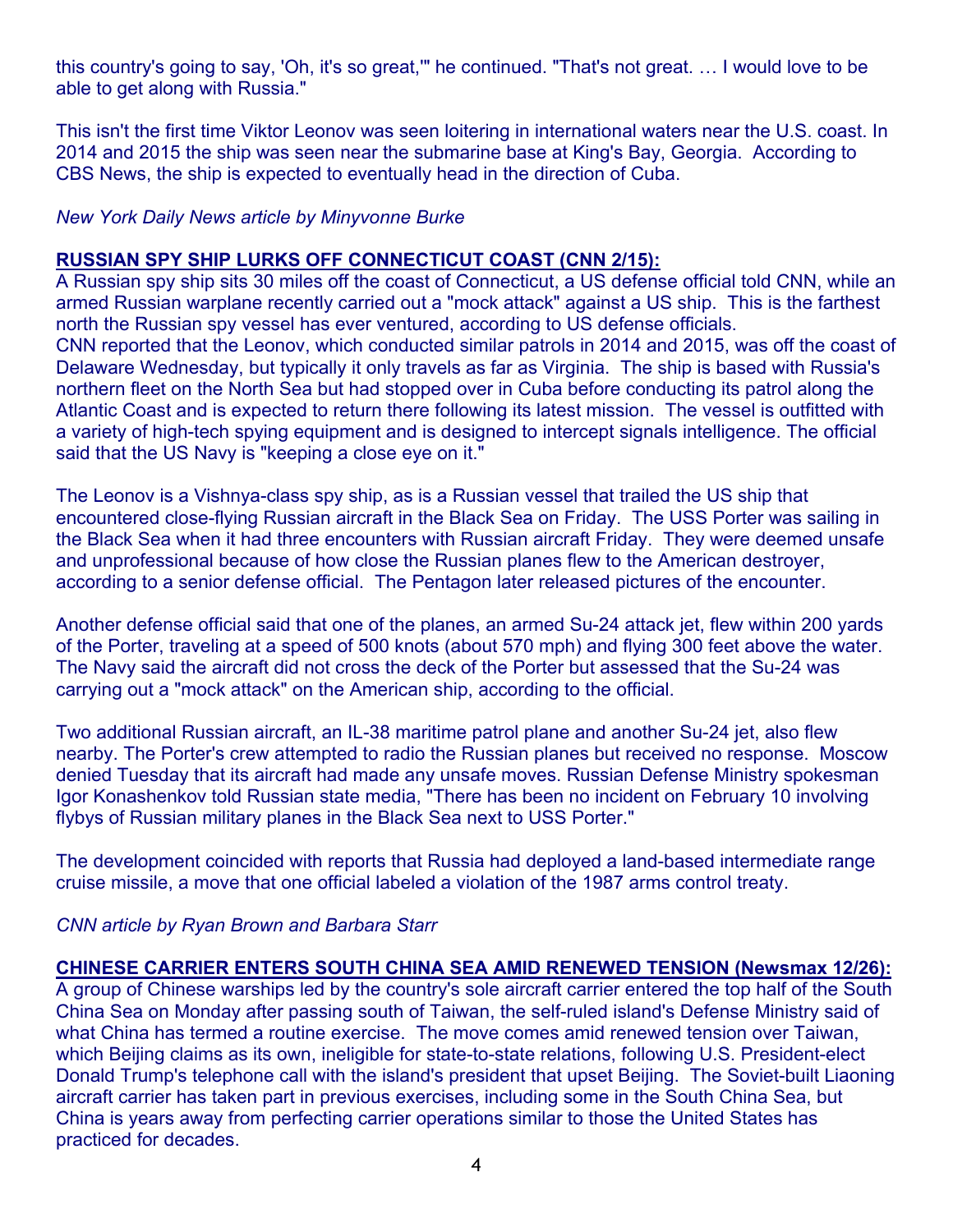this country's going to say, 'Oh, it's so great,'" he continued. "That's not great. … I would love to be able to get along with Russia."

This isn't the first time Viktor Leonov was seen loitering in international waters near the U.S. coast. In 2014 and 2015 the ship was seen near the submarine base at King's Bay, Georgia. According to CBS News, the ship is expected to eventually head in the direction of Cuba.

*New York Daily News article by Minyvonne Burke*

**RUSSIAN SPY SHIP LURKS OFF CONNECTICUT COAST (CNN 2/15):**

A Russian spy ship sits 30 miles off the coast of Connecticut, a US defense official told CNN, while an armed Russian warplane recently carried out a "mock attack" against a US ship. This is the farthest north the Russian spy vessel has ever ventured, according to US defense officials.
CNN reported that the Leonov, which conducted similar patrols in 2014 and 2015, was off the coast of Delaware Wednesday, but typically it only travels as far as Virginia. The ship is based with Russia's northern fleet on the North Sea but had stopped over in Cuba before conducting its patrol along the Atlantic Coast and is expected to return there following its latest mission. The vessel is outfitted with a variety of high-tech spying equipment and is designed to intercept signals intelligence. The official said that the US Navy is "keeping a close eye on it."

The Leonov is a Vishnya-class spy ship, as is a Russian vessel that trailed the US ship that encountered close-flying Russian aircraft in the Black Sea on Friday. The USS Porter was sailing in the Black Sea when it had three encounters with Russian aircraft Friday. They were deemed unsafe and unprofessional because of how close the Russian planes flew to the American destroyer, according to a senior defense official. The Pentagon later released pictures of the encounter.

Another defense official said that one of the planes, an armed Su-24 attack jet, flew within 200 yards of the Porter, traveling at a speed of 500 knots (about 570 mph) and flying 300 feet above the water. The Navy said the aircraft did not cross the deck of the Porter but assessed that the Su-24 was carrying out a "mock attack" on the American ship, according to the official.

Two additional Russian aircraft, an IL-38 maritime patrol plane and another Su-24 jet, also flew nearby. The Porter's crew attempted to radio the Russian planes but received no response. Moscow denied Tuesday that its aircraft had made any unsafe moves. Russian Defense Ministry spokesman Igor Konashenkov told Russian state media, "There has been no incident on February 10 involving flybys of Russian military planes in the Black Sea next to USS Porter."

The development coincided with reports that Russia had deployed a land-based intermediate range cruise missile, a move that one official labeled a violation of the 1987 arms control treaty.

*CNN article by Ryan Brown and Barbara Starr*

**CHINESE CARRIER ENTERS SOUTH CHINA SEA AMID RENEWED TENSION (Newsmax 12/26):**

A group of Chinese warships led by the country's sole aircraft carrier entered the top half of the South China Sea on Monday after passing south of Taiwan, the self-ruled island's Defense Ministry said of what China has termed a routine exercise. The move comes amid renewed tension over Taiwan, which Beijing claims as its own, ineligible for state-to-state relations, following U.S. President-elect Donald Trump's telephone call with the island's president that upset Beijing. The Soviet-built Liaoning aircraft carrier has taken part in previous exercises, including some in the South China Sea, but China is years away from perfecting carrier operations similar to those the United States has practiced for decades.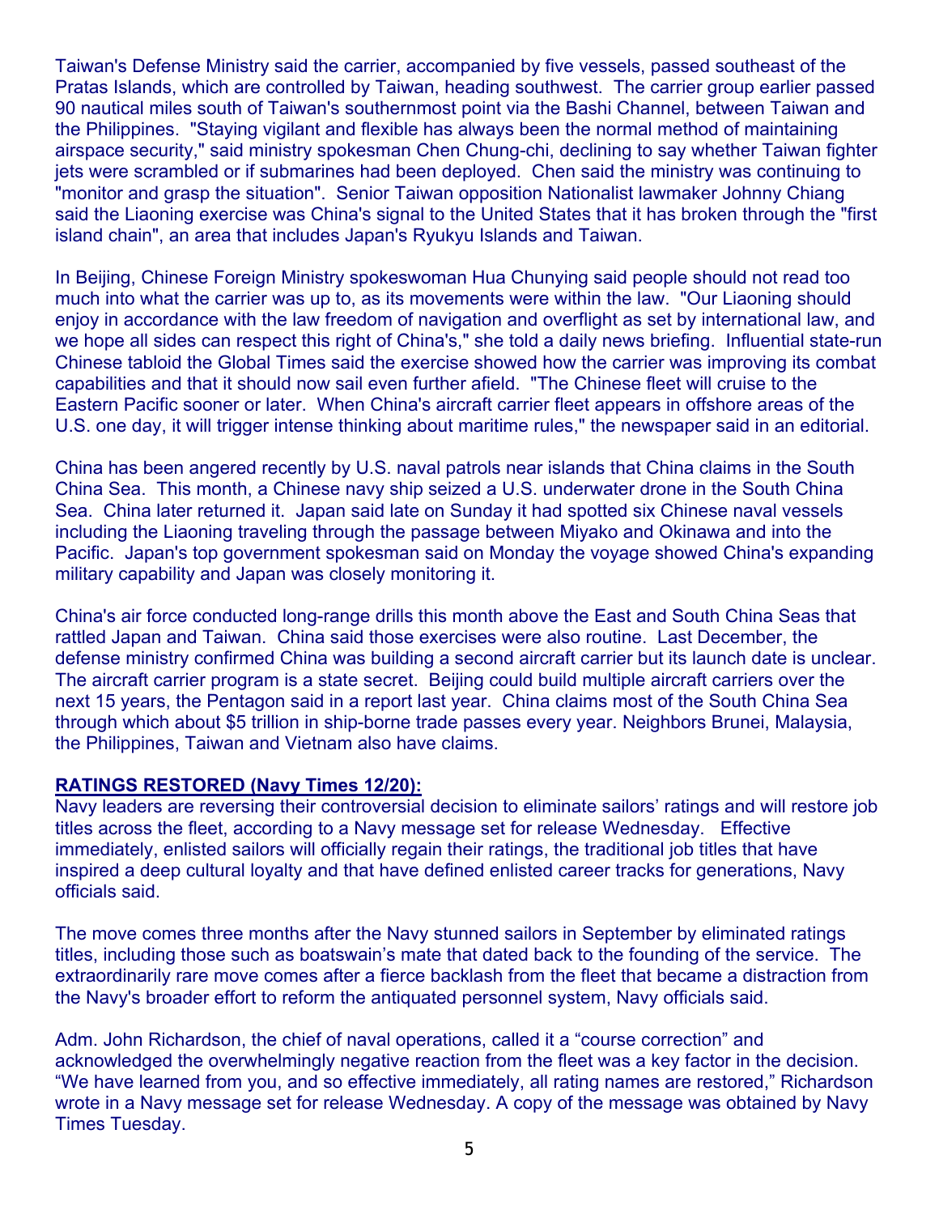Taiwan's Defense Ministry said the carrier, accompanied by five vessels, passed southeast of the Pratas Islands, which are controlled by Taiwan, heading southwest. The carrier group earlier passed 90 nautical miles south of Taiwan's southernmost point via the Bashi Channel, between Taiwan and the Philippines. "Staying vigilant and flexible has always been the normal method of maintaining airspace security," said ministry spokesman Chen Chung-chi, declining to say whether Taiwan fighter jets were scrambled or if submarines had been deployed. Chen said the ministry was continuing to "monitor and grasp the situation". Senior Taiwan opposition Nationalist lawmaker Johnny Chiang said the Liaoning exercise was China's signal to the United States that it has broken through the "first island chain", an area that includes Japan's Ryukyu Islands and Taiwan.

In Beijing, Chinese Foreign Ministry spokeswoman Hua Chunying said people should not read too much into what the carrier was up to, as its movements were within the law. "Our Liaoning should enjoy in accordance with the law freedom of navigation and overflight as set by international law, and we hope all sides can respect this right of China's," she told a daily news briefing. Influential state-run Chinese tabloid the Global Times said the exercise showed how the carrier was improving its combat capabilities and that it should now sail even further afield. "The Chinese fleet will cruise to the Eastern Pacific sooner or later. When China's aircraft carrier fleet appears in offshore areas of the U.S. one day, it will trigger intense thinking about maritime rules," the newspaper said in an editorial.

China has been angered recently by U.S. naval patrols near islands that China claims in the South China Sea. This month, a Chinese navy ship seized a U.S. underwater drone in the South China Sea. China later returned it. Japan said late on Sunday it had spotted six Chinese naval vessels including the Liaoning traveling through the passage between Miyako and Okinawa and into the Pacific. Japan's top government spokesman said on Monday the voyage showed China's expanding military capability and Japan was closely monitoring it.

China's air force conducted long-range drills this month above the East and South China Seas that rattled Japan and Taiwan. China said those exercises were also routine. Last December, the defense ministry confirmed China was building a second aircraft carrier but its launch date is unclear. The aircraft carrier program is a state secret. Beijing could build multiple aircraft carriers over the next 15 years, the Pentagon said in a report last year. China claims most of the South China Sea through which about $5 trillion in ship-borne trade passes every year. Neighbors Brunei, Malaysia, the Philippines, Taiwan and Vietnam also have claims.

**RATINGS RESTORED (Navy Times 12/20):**

Navy leaders are reversing their controversial decision to eliminate sailors' ratings and will restore job titles across the fleet, according to a Navy message set for release Wednesday. Effective immediately, enlisted sailors will officially regain their ratings, the traditional job titles that have inspired a deep cultural loyalty and that have defined enlisted career tracks for generations, Navy officials said.

The move comes three months after the Navy stunned sailors in September by eliminated ratings titles, including those such as boatswain's mate that dated back to the founding of the service. The extraordinarily rare move comes after a fierce backlash from the fleet that became a distraction from the Navy's broader effort to reform the antiquated personnel system, Navy officials said.

Adm. John Richardson, the chief of naval operations, called it a "course correction" and acknowledged the overwhelmingly negative reaction from the fleet was a key factor in the decision. "We have learned from you, and so effective immediately, all rating names are restored," Richardson wrote in a Navy message set for release Wednesday. A copy of the message was obtained by Navy Times Tuesday.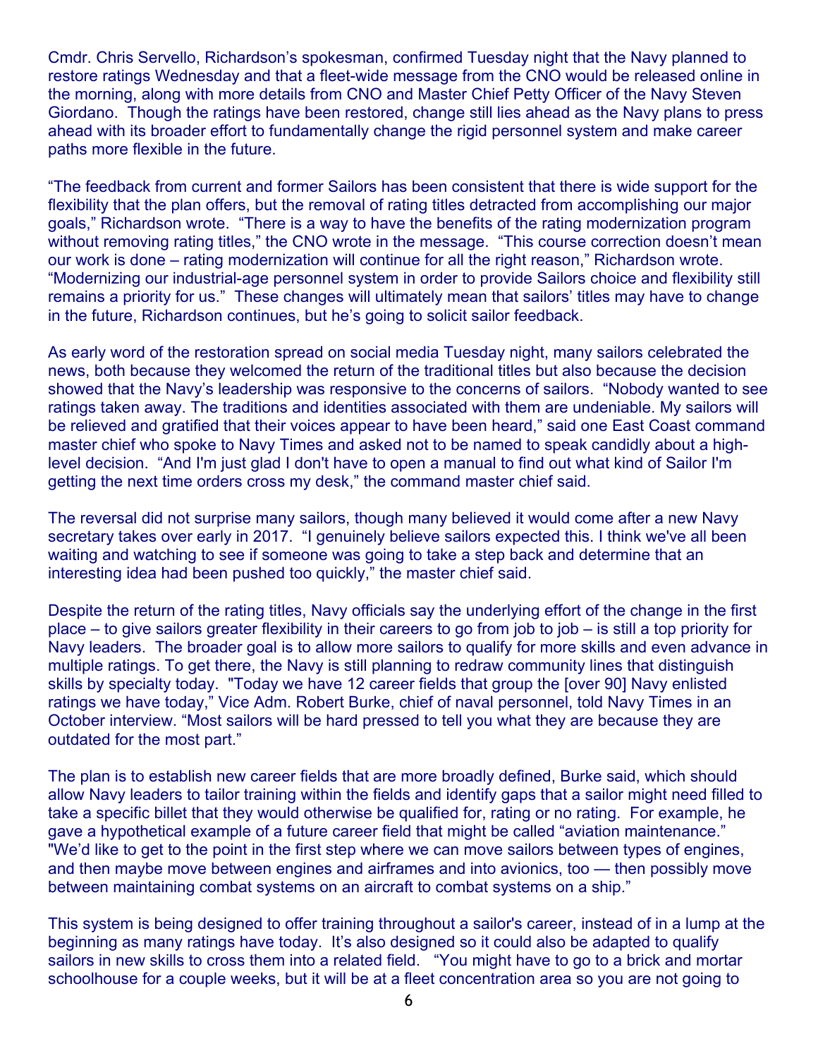Cmdr. Chris Servello, Richardson's spokesman, confirmed Tuesday night that the Navy planned to restore ratings Wednesday and that a fleet-wide message from the CNO would be released online in the morning, along with more details from CNO and Master Chief Petty Officer of the Navy Steven Giordano. Though the ratings have been restored, change still lies ahead as the Navy plans to press ahead with its broader effort to fundamentally change the rigid personnel system and make career paths more flexible in the future.

"The feedback from current and former Sailors has been consistent that there is wide support for the flexibility that the plan offers, but the removal of rating titles detracted from accomplishing our major goals," Richardson wrote. "There is a way to have the benefits of the rating modernization program without removing rating titles," the CNO wrote in the message. "This course correction doesn't mean our work is done – rating modernization will continue for all the right reason," Richardson wrote. "Modernizing our industrial-age personnel system in order to provide Sailors choice and flexibility still remains a priority for us." These changes will ultimately mean that sailors' titles may have to change in the future, Richardson continues, but he's going to solicit sailor feedback.

As early word of the restoration spread on social media Tuesday night, many sailors celebrated the news, both because they welcomed the return of the traditional titles but also because the decision showed that the Navy's leadership was responsive to the concerns of sailors. "Nobody wanted to see ratings taken away. The traditions and identities associated with them are undeniable. My sailors will be relieved and gratified that their voices appear to have been heard," said one East Coast command master chief who spoke to Navy Times and asked not to be named to speak candidly about a high-level decision. "And I'm just glad I don't have to open a manual to find out what kind of Sailor I'm getting the next time orders cross my desk," the command master chief said.

The reversal did not surprise many sailors, though many believed it would come after a new Navy secretary takes over early in 2017. "I genuinely believe sailors expected this. I think we've all been waiting and watching to see if someone was going to take a step back and determine that an interesting idea had been pushed too quickly," the master chief said.

Despite the return of the rating titles, Navy officials say the underlying effort of the change in the first place – to give sailors greater flexibility in their careers to go from job to job – is still a top priority for Navy leaders. The broader goal is to allow more sailors to qualify for more skills and even advance in multiple ratings. To get there, the Navy is still planning to redraw community lines that distinguish skills by specialty today. "Today we have 12 career fields that group the [over 90] Navy enlisted ratings we have today," Vice Adm. Robert Burke, chief of naval personnel, told Navy Times in an October interview. "Most sailors will be hard pressed to tell you what they are because they are outdated for the most part."

The plan is to establish new career fields that are more broadly defined, Burke said, which should allow Navy leaders to tailor training within the fields and identify gaps that a sailor might need filled to take a specific billet that they would otherwise be qualified for, rating or no rating. For example, he gave a hypothetical example of a future career field that might be called "aviation maintenance." "We'd like to get to the point in the first step where we can move sailors between types of engines, and then maybe move between engines and airframes and into avionics, too — then possibly move between maintaining combat systems on an aircraft to combat systems on a ship."

This system is being designed to offer training throughout a sailor's career, instead of in a lump at the beginning as many ratings have today. It's also designed so it could also be adapted to qualify sailors in new skills to cross them into a related field. "You might have to go to a brick and mortar schoolhouse for a couple weeks, but it will be at a fleet concentration area so you are not going to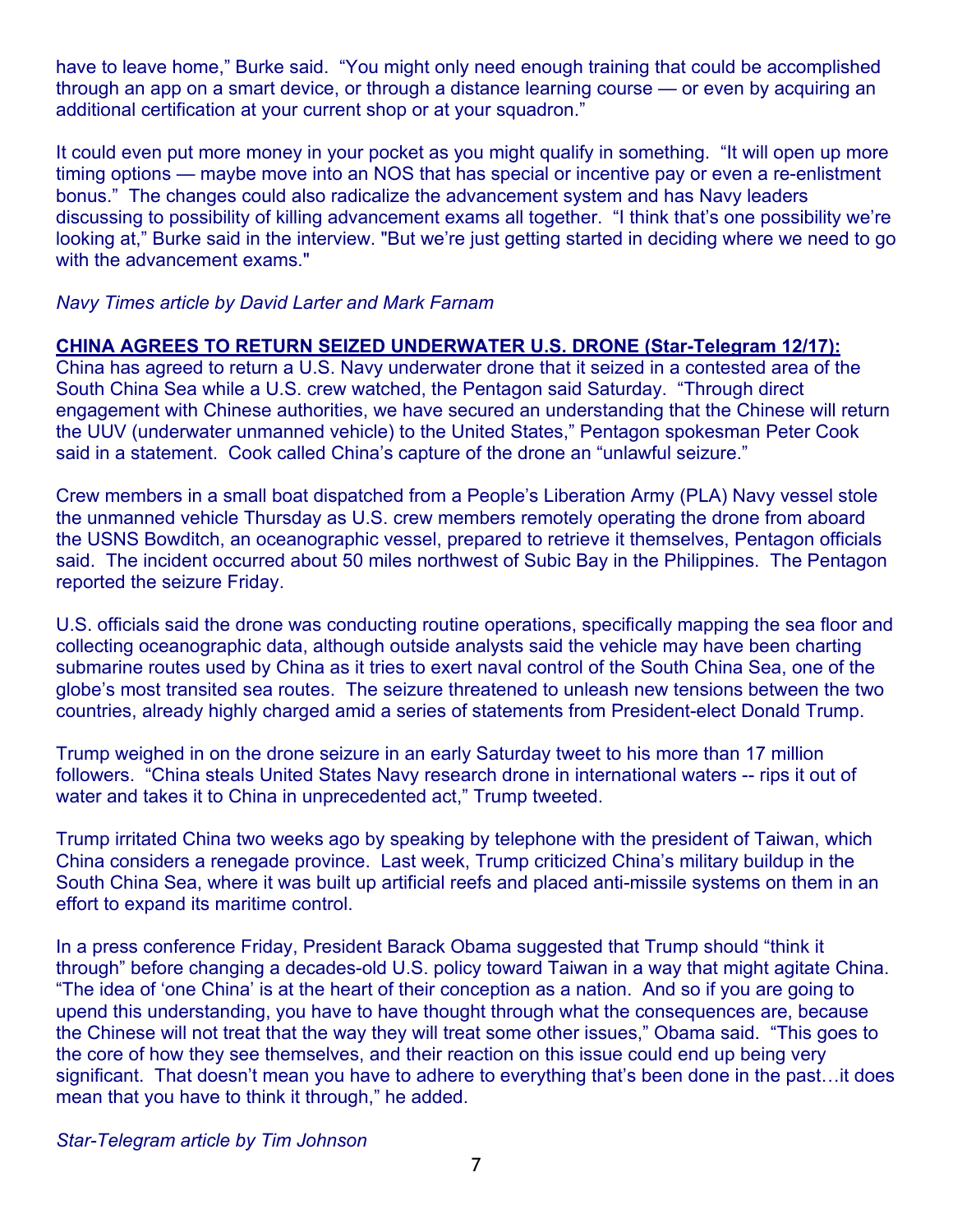have to leave home," Burke said. "You might only need enough training that could be accomplished through an app on a smart device, or through a distance learning course — or even by acquiring an additional certification at your current shop or at your squadron."

It could even put more money in your pocket as you might qualify in something. "It will open up more timing options — maybe move into an NOS that has special or incentive pay or even a re-enlistment bonus." The changes could also radicalize the advancement system and has Navy leaders discussing to possibility of killing advancement exams all together. "I think that's one possibility we're looking at," Burke said in the interview. "But we're just getting started in deciding where we need to go with the advancement exams."

*Navy Times article by David Larter and Mark Farnam*

**CHINA AGREES TO RETURN SEIZED UNDERWATER U.S. DRONE (Star-Telegram 12/17):**
China has agreed to return a U.S. Navy underwater drone that it seized in a contested area of the South China Sea while a U.S. crew watched, the Pentagon said Saturday. "Through direct engagement with Chinese authorities, we have secured an understanding that the Chinese will return the UUV (underwater unmanned vehicle) to the United States," Pentagon spokesman Peter Cook said in a statement. Cook called China's capture of the drone an "unlawful seizure."

Crew members in a small boat dispatched from a People's Liberation Army (PLA) Navy vessel stole the unmanned vehicle Thursday as U.S. crew members remotely operating the drone from aboard the USNS Bowditch, an oceanographic vessel, prepared to retrieve it themselves, Pentagon officials said. The incident occurred about 50 miles northwest of Subic Bay in the Philippines. The Pentagon reported the seizure Friday.

U.S. officials said the drone was conducting routine operations, specifically mapping the sea floor and collecting oceanographic data, although outside analysts said the vehicle may have been charting submarine routes used by China as it tries to exert naval control of the South China Sea, one of the globe's most transited sea routes. The seizure threatened to unleash new tensions between the two countries, already highly charged amid a series of statements from President-elect Donald Trump.

Trump weighed in on the drone seizure in an early Saturday tweet to his more than 17 million followers. "China steals United States Navy research drone in international waters -- rips it out of water and takes it to China in unprecedented act," Trump tweeted.

Trump irritated China two weeks ago by speaking by telephone with the president of Taiwan, which China considers a renegade province. Last week, Trump criticized China's military buildup in the South China Sea, where it was built up artificial reefs and placed anti-missile systems on them in an effort to expand its maritime control.

In a press conference Friday, President Barack Obama suggested that Trump should "think it through" before changing a decades-old U.S. policy toward Taiwan in a way that might agitate China. "The idea of 'one China' is at the heart of their conception as a nation. And so if you are going to upend this understanding, you have to have thought through what the consequences are, because the Chinese will not treat that the way they will treat some other issues," Obama said. "This goes to the core of how they see themselves, and their reaction on this issue could end up being very significant. That doesn't mean you have to adhere to everything that's been done in the past…it does mean that you have to think it through," he added.

*Star-Telegram article by Tim Johnson*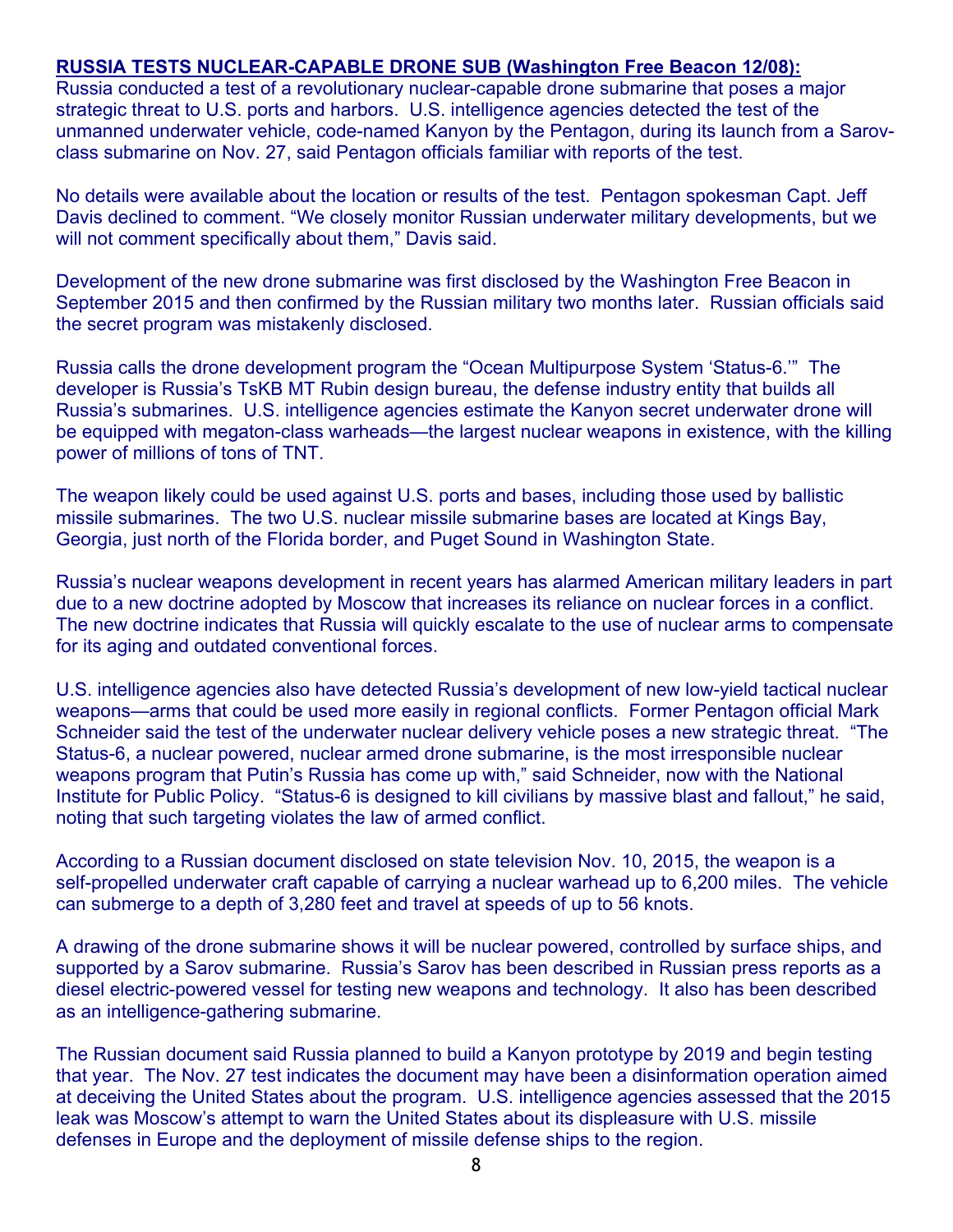**RUSSIA TESTS NUCLEAR-CAPABLE DRONE SUB (Washington Free Beacon 12/08):**

Russia conducted a test of a revolutionary nuclear-capable drone submarine that poses a major strategic threat to U.S. ports and harbors. U.S. intelligence agencies detected the test of the unmanned underwater vehicle, code-named Kanyon by the Pentagon, during its launch from a Sarov-class submarine on Nov. 27, said Pentagon officials familiar with reports of the test.

No details were available about the location or results of the test. Pentagon spokesman Capt. Jeff Davis declined to comment. "We closely monitor Russian underwater military developments, but we will not comment specifically about them," Davis said.

Development of the new drone submarine was first disclosed by the Washington Free Beacon in September 2015 and then confirmed by the Russian military two months later. Russian officials said the secret program was mistakenly disclosed.

Russia calls the drone development program the "Ocean Multipurpose System 'Status-6.'" The developer is Russia's TsKB MT Rubin design bureau, the defense industry entity that builds all Russia's submarines. U.S. intelligence agencies estimate the Kanyon secret underwater drone will be equipped with megaton-class warheads—the largest nuclear weapons in existence, with the killing power of millions of tons of TNT.

The weapon likely could be used against U.S. ports and bases, including those used by ballistic missile submarines. The two U.S. nuclear missile submarine bases are located at Kings Bay, Georgia, just north of the Florida border, and Puget Sound in Washington State.

Russia's nuclear weapons development in recent years has alarmed American military leaders in part due to a new doctrine adopted by Moscow that increases its reliance on nuclear forces in a conflict. The new doctrine indicates that Russia will quickly escalate to the use of nuclear arms to compensate for its aging and outdated conventional forces.

U.S. intelligence agencies also have detected Russia's development of new low-yield tactical nuclear weapons—arms that could be used more easily in regional conflicts. Former Pentagon official Mark Schneider said the test of the underwater nuclear delivery vehicle poses a new strategic threat. "The Status-6, a nuclear powered, nuclear armed drone submarine, is the most irresponsible nuclear weapons program that Putin's Russia has come up with," said Schneider, now with the National Institute for Public Policy. "Status-6 is designed to kill civilians by massive blast and fallout," he said, noting that such targeting violates the law of armed conflict.

According to a Russian document disclosed on state television Nov. 10, 2015, the weapon is a self-propelled underwater craft capable of carrying a nuclear warhead up to 6,200 miles. The vehicle can submerge to a depth of 3,280 feet and travel at speeds of up to 56 knots.

A drawing of the drone submarine shows it will be nuclear powered, controlled by surface ships, and supported by a Sarov submarine. Russia's Sarov has been described in Russian press reports as a diesel electric-powered vessel for testing new weapons and technology. It also has been described as an intelligence-gathering submarine.

The Russian document said Russia planned to build a Kanyon prototype by 2019 and begin testing that year. The Nov. 27 test indicates the document may have been a disinformation operation aimed at deceiving the United States about the program. U.S. intelligence agencies assessed that the 2015 leak was Moscow's attempt to warn the United States about its displeasure with U.S. missile defenses in Europe and the deployment of missile defense ships to the region.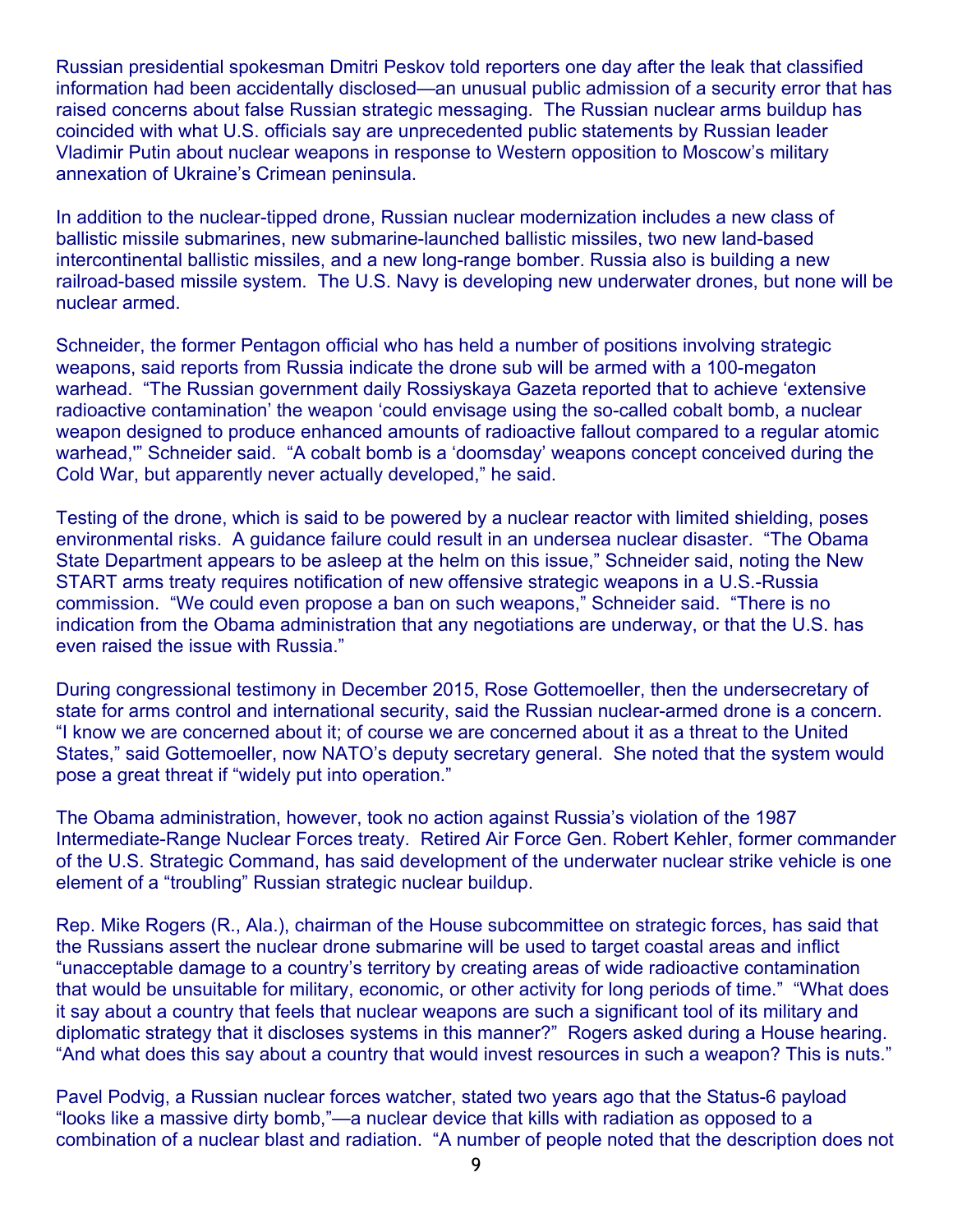Russian presidential spokesman Dmitri Peskov told reporters one day after the leak that classified information had been accidentally disclosed—an unusual public admission of a security error that has raised concerns about false Russian strategic messaging. The Russian nuclear arms buildup has coincided with what U.S. officials say are unprecedented public statements by Russian leader Vladimir Putin about nuclear weapons in response to Western opposition to Moscow's military annexation of Ukraine's Crimean peninsula.

In addition to the nuclear-tipped drone, Russian nuclear modernization includes a new class of ballistic missile submarines, new submarine-launched ballistic missiles, two new land-based intercontinental ballistic missiles, and a new long-range bomber. Russia also is building a new railroad-based missile system. The U.S. Navy is developing new underwater drones, but none will be nuclear armed.

Schneider, the former Pentagon official who has held a number of positions involving strategic weapons, said reports from Russia indicate the drone sub will be armed with a 100-megaton warhead. "The Russian government daily Rossiyskaya Gazeta reported that to achieve 'extensive radioactive contamination' the weapon 'could envisage using the so-called cobalt bomb, a nuclear weapon designed to produce enhanced amounts of radioactive fallout compared to a regular atomic warhead,'" Schneider said. "A cobalt bomb is a 'doomsday' weapons concept conceived during the Cold War, but apparently never actually developed," he said.

Testing of the drone, which is said to be powered by a nuclear reactor with limited shielding, poses environmental risks. A guidance failure could result in an undersea nuclear disaster. "The Obama State Department appears to be asleep at the helm on this issue," Schneider said, noting the New START arms treaty requires notification of new offensive strategic weapons in a U.S.-Russia commission. "We could even propose a ban on such weapons," Schneider said. "There is no indication from the Obama administration that any negotiations are underway, or that the U.S. has even raised the issue with Russia."

During congressional testimony in December 2015, Rose Gottemoeller, then the undersecretary of state for arms control and international security, said the Russian nuclear-armed drone is a concern. "I know we are concerned about it; of course we are concerned about it as a threat to the United States," said Gottemoeller, now NATO's deputy secretary general. She noted that the system would pose a great threat if "widely put into operation."

The Obama administration, however, took no action against Russia's violation of the 1987 Intermediate-Range Nuclear Forces treaty. Retired Air Force Gen. Robert Kehler, former commander of the U.S. Strategic Command, has said development of the underwater nuclear strike vehicle is one element of a "troubling" Russian strategic nuclear buildup.

Rep. Mike Rogers (R., Ala.), chairman of the House subcommittee on strategic forces, has said that the Russians assert the nuclear drone submarine will be used to target coastal areas and inflict "unacceptable damage to a country's territory by creating areas of wide radioactive contamination that would be unsuitable for military, economic, or other activity for long periods of time." "What does it say about a country that feels that nuclear weapons are such a significant tool of its military and diplomatic strategy that it discloses systems in this manner?" Rogers asked during a House hearing. "And what does this say about a country that would invest resources in such a weapon? This is nuts."

Pavel Podvig, a Russian nuclear forces watcher, stated two years ago that the Status-6 payload "looks like a massive dirty bomb,"—a nuclear device that kills with radiation as opposed to a combination of a nuclear blast and radiation. "A number of people noted that the description does not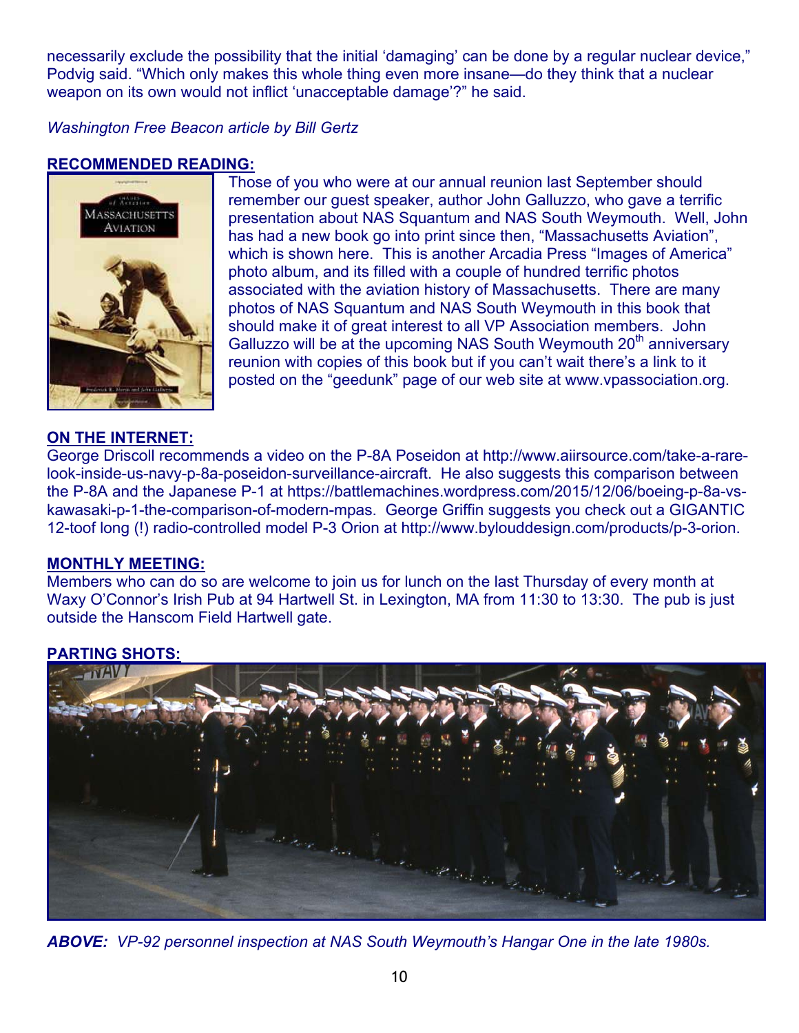necessarily exclude the possibility that the initial 'damaging' can be done by a regular nuclear device," Podvig said. "Which only makes this whole thing even more insane—do they think that a nuclear weapon on its own would not inflict 'unacceptable damage'?" he said.

*Washington Free Beacon article by Bill Gertz*

**RECOMMENDED READING:**

Those of you who were at our annual reunion last September should remember our guest speaker, author John Galluzzo, who gave a terrific presentation about NAS Squantum and NAS South Weymouth. Well, John has had a new book go into print since then, "Massachusetts Aviation", which is shown here. This is another Arcadia Press "Images of America" photo album, and its filled with a couple of hundred terrific photos associated with the aviation history of Massachusetts. There are many photos of NAS Squantum and NAS South Weymouth in this book that should make it of great interest to all VP Association members. John Galluzzo will be at the upcoming NAS South Weymouth 20th anniversary reunion with copies of this book but if you can't wait there's a link to it posted on the "geedunk" page of our web site at www.vpassociation.org.

**ON THE INTERNET:**

George Driscoll recommends a video on the P-8A Poseidon at http://www.aiirsource.com/take-a-rare-look-inside-us-navy-p-8a-poseidon-surveillance-aircraft. He also suggests this comparison between the P-8A and the Japanese P-1 at https://battlemachines.wordpress.com/2015/12/06/boeing-p-8a-vs-kawasaki-p-1-the-comparison-of-modern-mpas. George Griffin suggests you check out a GIGANTIC 12-toof long (!) radio-controlled model P-3 Orion at http://www.bylouddesign.com/products/p-3-orion.

**MONTHLY MEETING:**

Members who can do so are welcome to join us for lunch on the last Thursday of every month at Waxy O'Connor's Irish Pub at 94 Hartwell St. in Lexington, MA from 11:30 to 13:30. The pub is just outside the Hanscom Field Hartwell gate.

**PARTING SHOTS:**

***ABOVE:*** *VP-92 personnel inspection at NAS South Weymouth's Hangar One in the late 1980s.*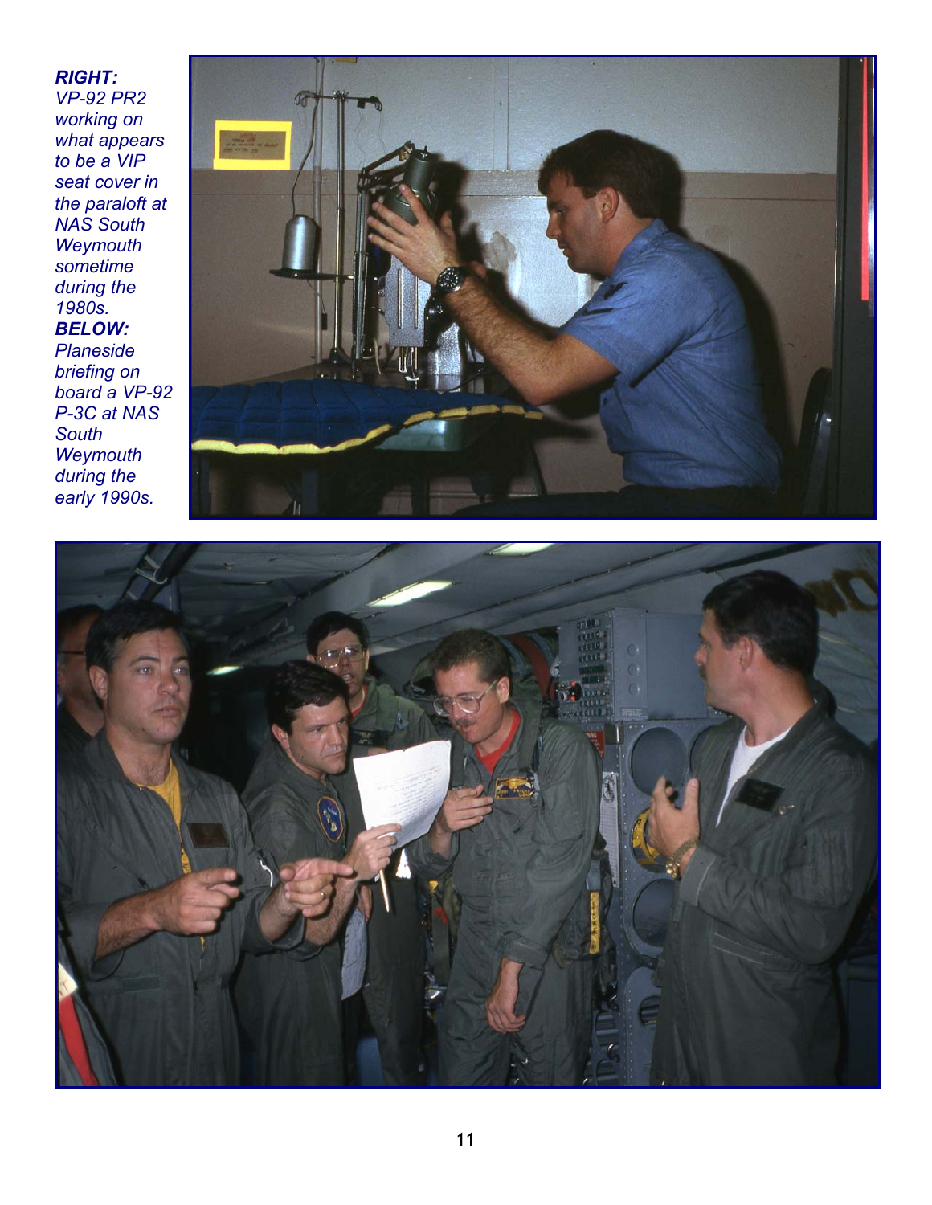***RIGHT:***
*VP-92 PR2 working on what appears to be a VIP seat cover in the paraloft at NAS South Weymouth sometime during the 1980s.*

***BELOW:***
*Planeside briefing on board a VP-92 P-3C at NAS South Weymouth during the early 1990s.*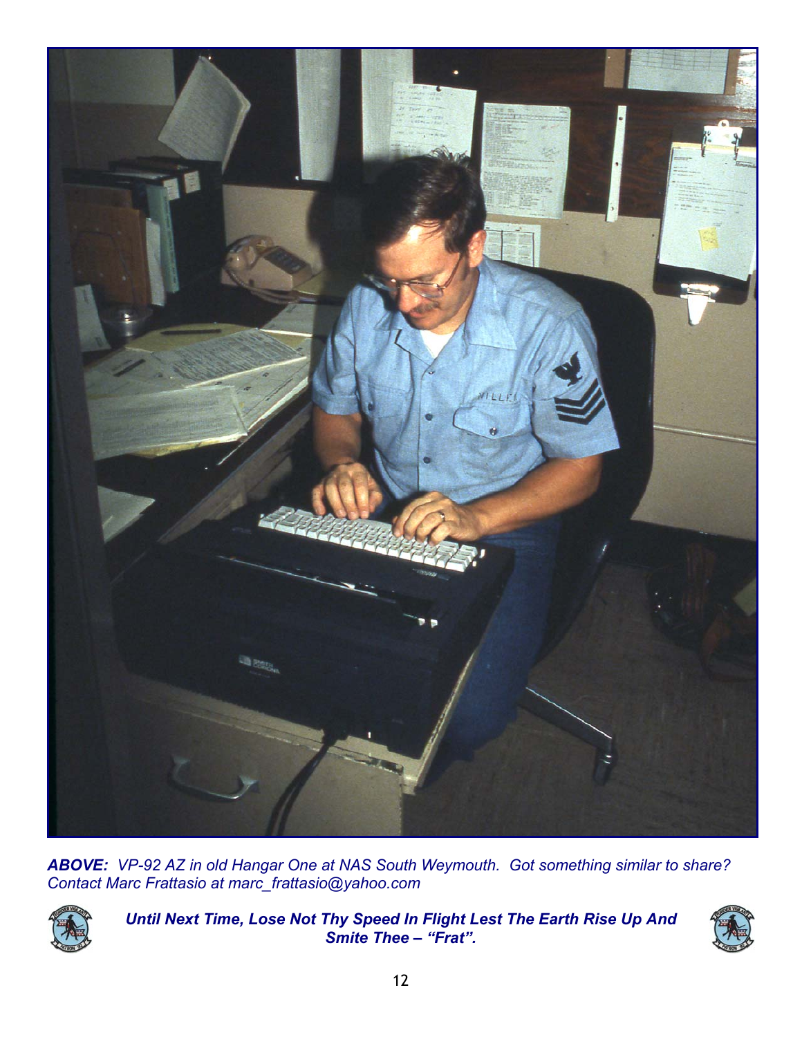***ABOVE:*** *VP-92 AZ in old Hangar One at NAS South Weymouth. Got something similar to share? Contact Marc Frattasio at marc_frattasio@yahoo.com*

***Until Next Time, Lose Not Thy Speed In Flight Lest The Earth Rise Up And Smite Thee – "Frat".***